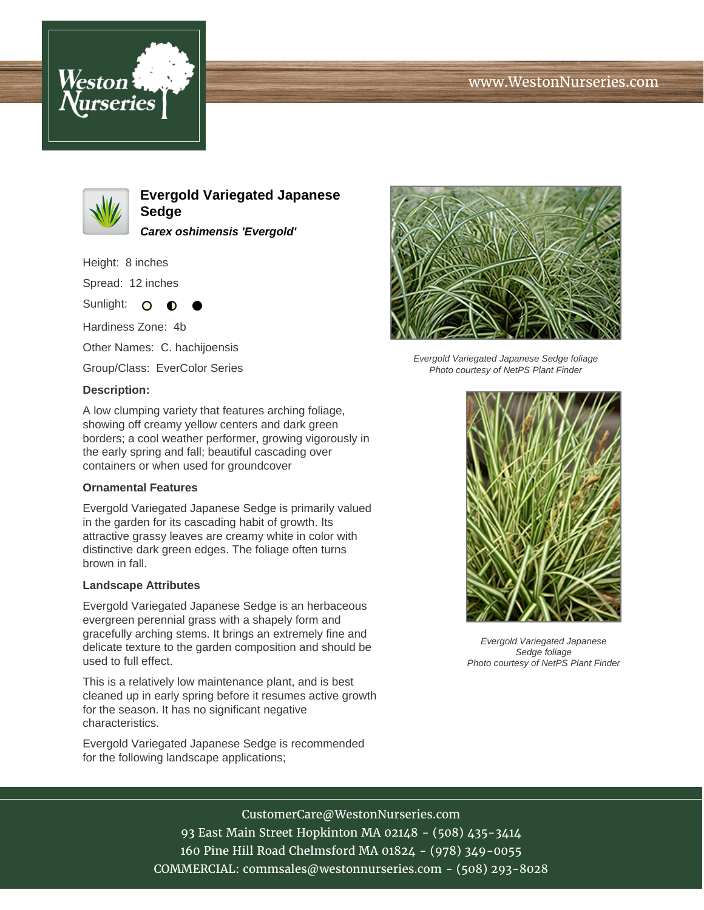# Evergold Variegated Japanese Sedge

***Carex oshimensis 'Evergold'***

Height: 8 inches

Spread: 12 inches

Sunlight: ○ ◐ ●

Hardiness Zone: 4b

Other Names: C. hachijoensis

Group/Class: EverColor Series

### Description:

A low clumping variety that features arching foliage, showing off creamy yellow centers and dark green borders; a cool weather performer, growing vigorously in the early spring and fall; beautiful cascading over containers or when used for groundcover

### Ornamental Features

Evergold Variegated Japanese Sedge is primarily valued in the garden for its cascading habit of growth. Its attractive grassy leaves are creamy white in color with distinctive dark green edges. The foliage often turns brown in fall.

### Landscape Attributes

Evergold Variegated Japanese Sedge is an herbaceous evergreen perennial grass with a shapely form and gracefully arching stems. It brings an extremely fine and delicate texture to the garden composition and should be used to full effect.

This is a relatively low maintenance plant, and is best cleaned up in early spring before it resumes active growth for the season. It has no significant negative characteristics.

Evergold Variegated Japanese Sedge is recommended for the following landscape applications;

*Evergold Variegated Japanese Sedge foliage*
*Photo courtesy of NetPS Plant Finder*

*Evergold Variegated Japanese Sedge foliage*
*Photo courtesy of NetPS Plant Finder*

CustomerCare@WestonNurseries.com
93 East Main Street Hopkinton MA 02148 - (508) 435-3414
160 Pine Hill Road Chelmsford MA 01824 - (978) 349-0055
COMMERCIAL: commsales@westonnurseries.com - (508) 293-8028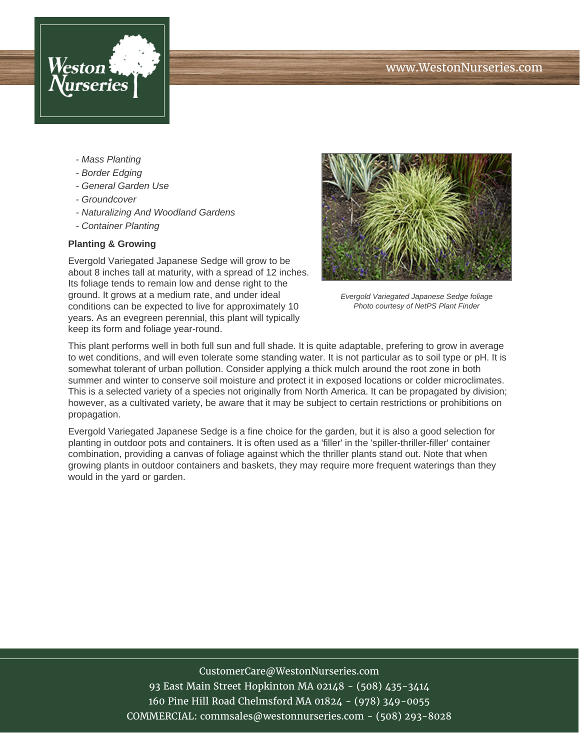- *Mass Planting*
- *Border Edging*
- *General Garden Use*
- *Groundcover*
- *Naturalizing And Woodland Gardens*
- *Container Planting*

**Planting & Growing**

Evergold Variegated Japanese Sedge will grow to be about 8 inches tall at maturity, with a spread of 12 inches. Its foliage tends to remain low and dense right to the ground. It grows at a medium rate, and under ideal conditions can be expected to live for approximately 10 years. As an evegreen perennial, this plant will typically keep its form and foliage year-round.

*Evergold Variegated Japanese Sedge foliage*
*Photo courtesy of NetPS Plant Finder*

This plant performs well in both full sun and full shade. It is quite adaptable, prefering to grow in average to wet conditions, and will even tolerate some standing water. It is not particular as to soil type or pH. It is somewhat tolerant of urban pollution. Consider applying a thick mulch around the root zone in both summer and winter to conserve soil moisture and protect it in exposed locations or colder microclimates. This is a selected variety of a species not originally from North America. It can be propagated by division; however, as a cultivated variety, be aware that it may be subject to certain restrictions or prohibitions on propagation.

Evergold Variegated Japanese Sedge is a fine choice for the garden, but it is also a good selection for planting in outdoor pots and containers. It is often used as a 'filler' in the 'spiller-thriller-filler' container combination, providing a canvas of foliage against which the thriller plants stand out. Note that when growing plants in outdoor containers and baskets, they may require more frequent waterings than they would in the yard or garden.